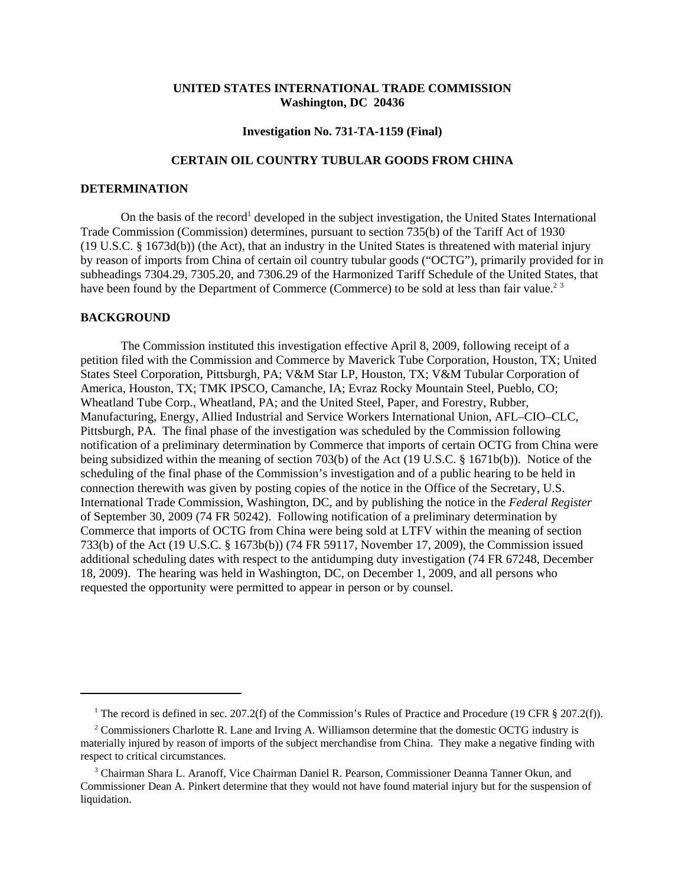**UNITED STATES INTERNATIONAL TRADE COMMISSION**
**Washington, DC 20436**

**Investigation No. 731-TA-1159 (Final)**

**CERTAIN OIL COUNTRY TUBULAR GOODS FROM CHINA**

## DETERMINATION

On the basis of the record[1] developed in the subject investigation, the United States International Trade Commission (Commission) determines, pursuant to section 735(b) of the Tariff Act of 1930 (19 U.S.C. § 1673d(b)) (the Act), that an industry in the United States is threatened with material injury by reason of imports from China of certain oil country tubular goods ("OCTG"), primarily provided for in subheadings 7304.29, 7305.20, and 7306.29 of the Harmonized Tariff Schedule of the United States, that have been found by the Department of Commerce (Commerce) to be sold at less than fair value.[2] [3]

## BACKGROUND

The Commission instituted this investigation effective April 8, 2009, following receipt of a petition filed with the Commission and Commerce by Maverick Tube Corporation, Houston, TX; United States Steel Corporation, Pittsburgh, PA; V&M Star LP, Houston, TX; V&M Tubular Corporation of America, Houston, TX; TMK IPSCO, Camanche, IA; Evraz Rocky Mountain Steel, Pueblo, CO; Wheatland Tube Corp., Wheatland, PA; and the United Steel, Paper, and Forestry, Rubber, Manufacturing, Energy, Allied Industrial and Service Workers International Union, AFL–CIO–CLC, Pittsburgh, PA. The final phase of the investigation was scheduled by the Commission following notification of a preliminary determination by Commerce that imports of certain OCTG from China were being subsidized within the meaning of section 703(b) of the Act (19 U.S.C. § 1671b(b)). Notice of the scheduling of the final phase of the Commission's investigation and of a public hearing to be held in connection therewith was given by posting copies of the notice in the Office of the Secretary, U.S. International Trade Commission, Washington, DC, and by publishing the notice in the *Federal Register* of September 30, 2009 (74 FR 50242). Following notification of a preliminary determination by Commerce that imports of OCTG from China were being sold at LTFV within the meaning of section 733(b) of the Act (19 U.S.C. § 1673b(b)) (74 FR 59117, November 17, 2009), the Commission issued additional scheduling dates with respect to the antidumping duty investigation (74 FR 67248, December 18, 2009). The hearing was held in Washington, DC, on December 1, 2009, and all persons who requested the opportunity were permitted to appear in person or by counsel.

---

[1] The record is defined in sec. 207.2(f) of the Commission's Rules of Practice and Procedure (19 CFR § 207.2(f)).

[2] Commissioners Charlotte R. Lane and Irving A. Williamson determine that the domestic OCTG industry is materially injured by reason of imports of the subject merchandise from China. They make a negative finding with respect to critical circumstances.

[3] Chairman Shara L. Aranoff, Vice Chairman Daniel R. Pearson, Commissioner Deanna Tanner Okun, and Commissioner Dean A. Pinkert determine that they would not have found material injury but for the suspension of liquidation.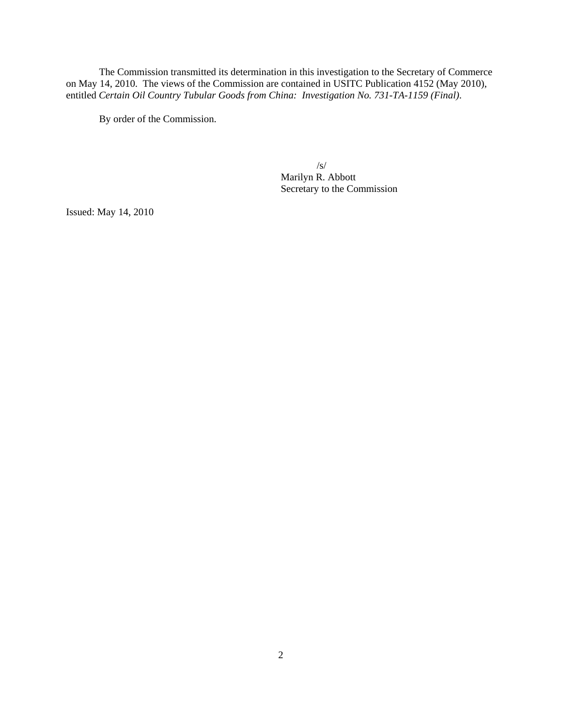The Commission transmitted its determination in this investigation to the Secretary of Commerce on May 14, 2010. The views of the Commission are contained in USITC Publication 4152 (May 2010), entitled *Certain Oil Country Tubular Goods from China: Investigation No. 731-TA-1159 (Final)*.

By order of the Commission.

/s/
Marilyn R. Abbott
Secretary to the Commission

Issued: May 14, 2010